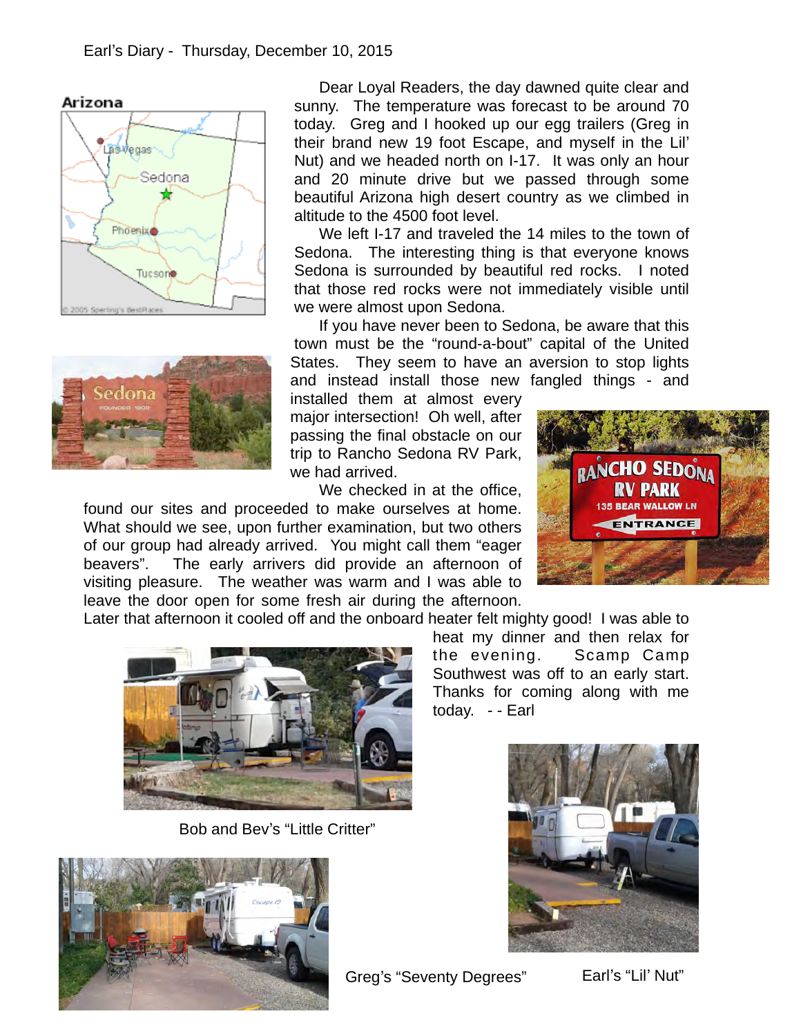Earl's Diary - Thursday, December 10, 2015

Dear Loyal Readers, the day dawned quite clear and sunny. The temperature was forecast to be around 70 today. Greg and I hooked up our egg trailers (Greg in their brand new 19 foot Escape, and myself in the Lil' Nut) and we headed north on I-17. It was only an hour and 20 minute drive but we passed through some beautiful Arizona high desert country as we climbed in altitude to the 4500 foot level.

We left I-17 and traveled the 14 miles to the town of Sedona. The interesting thing is that everyone knows Sedona is surrounded by beautiful red rocks. I noted that those red rocks were not immediately visible until we were almost upon Sedona.

If you have never been to Sedona, be aware that this town must be the "round-a-bout" capital of the United States. They seem to have an aversion to stop lights and instead install those new fangled things - and installed them at almost every major intersection! Oh well, after passing the final obstacle on our trip to Rancho Sedona RV Park, we had arrived.

We checked in at the office, found our sites and proceeded to make ourselves at home. What should we see, upon further examination, but two others of our group had already arrived. You might call them "eager beavers". The early arrivers did provide an afternoon of visiting pleasure. The weather was warm and I was able to leave the door open for some fresh air during the afternoon. Later that afternoon it cooled off and the onboard heater felt mighty good! I was able to heat my dinner and then relax for the evening. Scamp Camp Southwest was off to an early start. Thanks for coming along with me today. - - Earl

Bob and Bev's "Little Critter"

Greg's "Seventy Degrees"

Earl's "Lil' Nut"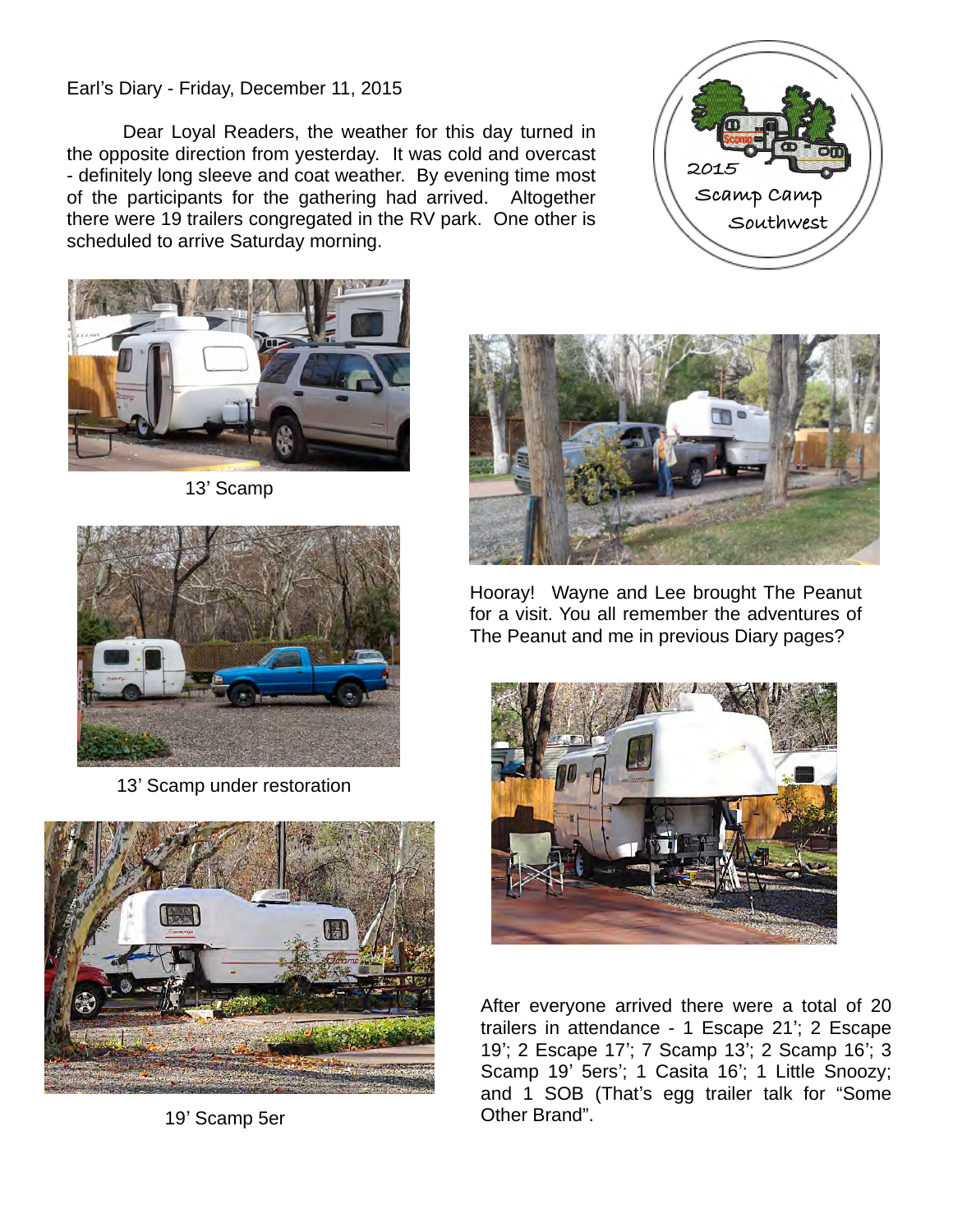Earl's Diary - Friday, December 11, 2015

Dear Loyal Readers, the weather for this day turned in the opposite direction from yesterday. It was cold and overcast - definitely long sleeve and coat weather. By evening time most of the participants for the gathering had arrived. Altogether there were 19 trailers congregated in the RV park. One other is scheduled to arrive Saturday morning.

13' Scamp

13' Scamp under restoration

19' Scamp 5er

Hooray! Wayne and Lee brought The Peanut for a visit. You all remember the adventures of The Peanut and me in previous Diary pages?

After everyone arrived there were a total of 20 trailers in attendance - 1 Escape 21'; 2 Escape 19'; 2 Escape 17'; 7 Scamp 13'; 2 Scamp 16'; 3 Scamp 19' 5ers'; 1 Casita 16'; 1 Little Snoozy; and 1 SOB (That's egg trailer talk for "Some Other Brand".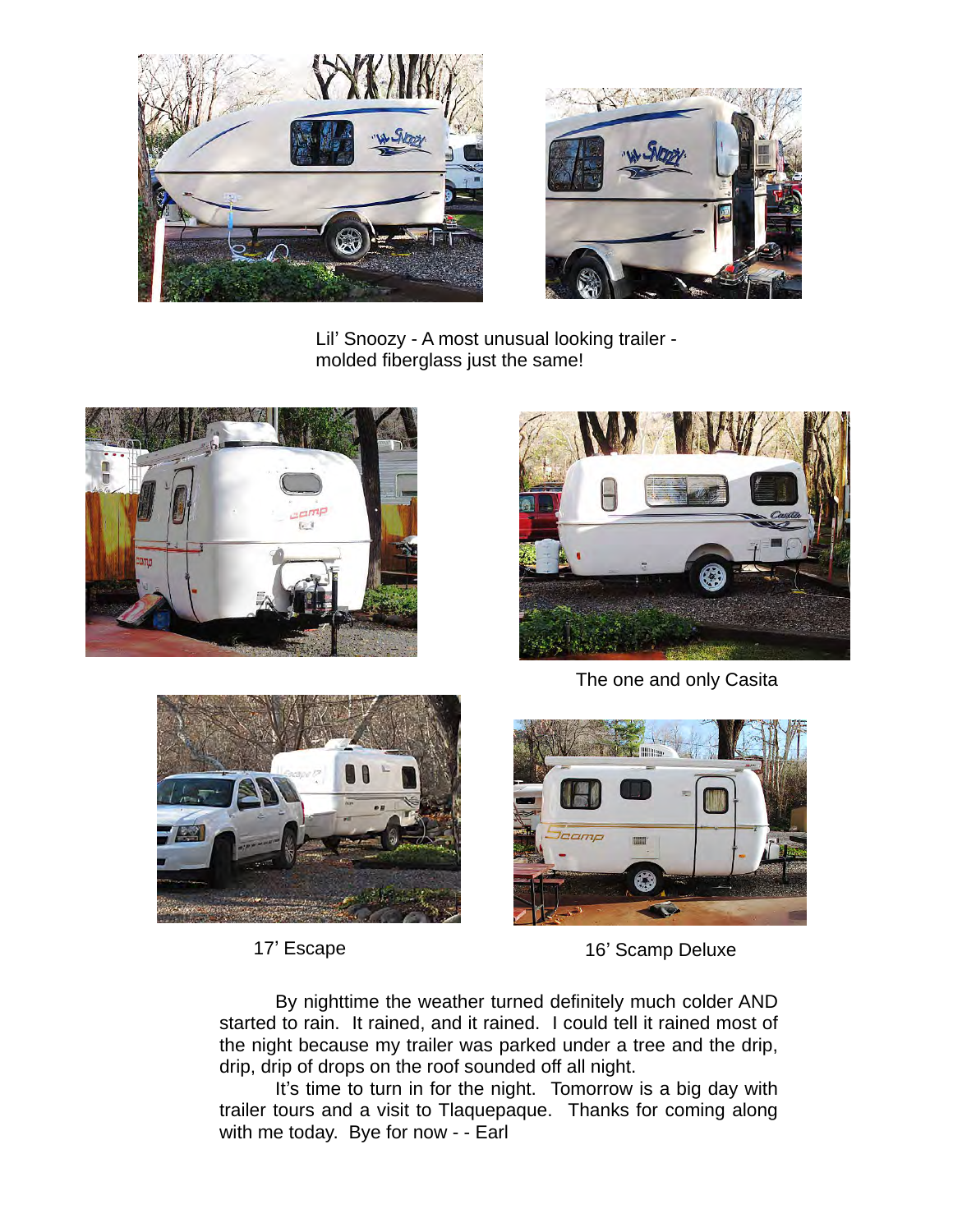Lil' Snoozy - A most unusual looking trailer - molded fiberglass just the same!

The one and only Casita

17' Escape

16' Scamp Deluxe

By nighttime the weather turned definitely much colder AND started to rain. It rained, and it rained. I could tell it rained most of the night because my trailer was parked under a tree and the drip, drip, drip of drops on the roof sounded off all night.

It's time to turn in for the night. Tomorrow is a big day with trailer tours and a visit to Tlaquepaque. Thanks for coming along with me today. Bye for now - - Earl